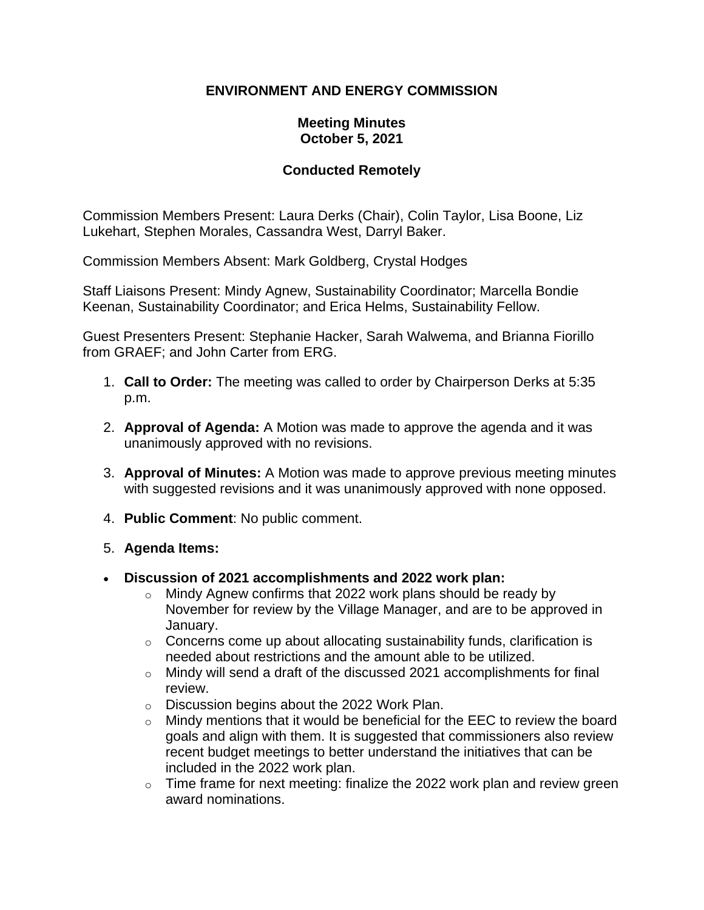# ENVIRONMENT AND ENERGY COMMISSION

## Meeting Minutes
## October 5, 2021

## Conducted Remotely

Commission Members Present: Laura Derks (Chair), Colin Taylor, Lisa Boone, Liz Lukehart, Stephen Morales, Cassandra West, Darryl Baker.

Commission Members Absent: Mark Goldberg, Crystal Hodges

Staff Liaisons Present: Mindy Agnew, Sustainability Coordinator; Marcella Bondie Keenan, Sustainability Coordinator; and Erica Helms, Sustainability Fellow.

Guest Presenters Present: Stephanie Hacker, Sarah Walwema, and Brianna Fiorillo from GRAEF; and John Carter from ERG.

1. **Call to Order:** The meeting was called to order by Chairperson Derks at 5:35 p.m.

2. **Approval of Agenda:** A Motion was made to approve the agenda and it was unanimously approved with no revisions.

3. **Approval of Minutes:** A Motion was made to approve previous meeting minutes with suggested revisions and it was unanimously approved with none opposed.

4. **Public Comment**: No public comment.

5. **Agenda Items:**

- **Discussion of 2021 accomplishments and 2022 work plan:**
  - Mindy Agnew confirms that 2022 work plans should be ready by November for review by the Village Manager, and are to be approved in January.
  - Concerns come up about allocating sustainability funds, clarification is needed about restrictions and the amount able to be utilized.
  - Mindy will send a draft of the discussed 2021 accomplishments for final review.
  - Discussion begins about the 2022 Work Plan.
  - Mindy mentions that it would be beneficial for the EEC to review the board goals and align with them. It is suggested that commissioners also review recent budget meetings to better understand the initiatives that can be included in the 2022 work plan.
  - Time frame for next meeting: finalize the 2022 work plan and review green award nominations.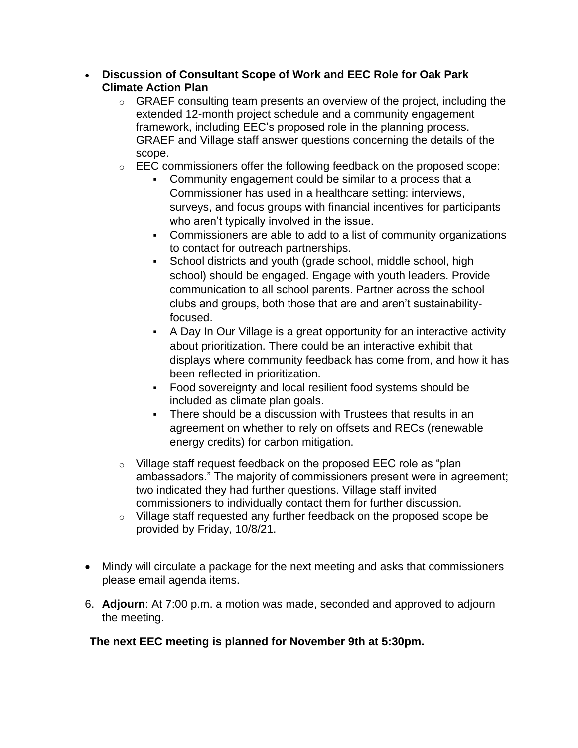- **Discussion of Consultant Scope of Work and EEC Role for Oak Park Climate Action Plan**
  - GRAEF consulting team presents an overview of the project, including the extended 12-month project schedule and a community engagement framework, including EEC's proposed role in the planning process. GRAEF and Village staff answer questions concerning the details of the scope.
  - EEC commissioners offer the following feedback on the proposed scope:
    - Community engagement could be similar to a process that a Commissioner has used in a healthcare setting: interviews, surveys, and focus groups with financial incentives for participants who aren't typically involved in the issue.
    - Commissioners are able to add to a list of community organizations to contact for outreach partnerships.
    - School districts and youth (grade school, middle school, high school) should be engaged. Engage with youth leaders. Provide communication to all school parents. Partner across the school clubs and groups, both those that are and aren't sustainability-focused.
    - A Day In Our Village is a great opportunity for an interactive activity about prioritization. There could be an interactive exhibit that displays where community feedback has come from, and how it has been reflected in prioritization.
    - Food sovereignty and local resilient food systems should be included as climate plan goals.
    - There should be a discussion with Trustees that results in an agreement on whether to rely on offsets and RECs (renewable energy credits) for carbon mitigation.
  - Village staff request feedback on the proposed EEC role as "plan ambassadors." The majority of commissioners present were in agreement; two indicated they had further questions. Village staff invited commissioners to individually contact them for further discussion.
  - Village staff requested any further feedback on the proposed scope be provided by Friday, 10/8/21.

- Mindy will circulate a package for the next meeting and asks that commissioners please email agenda items.

6. **Adjourn**: At 7:00 p.m. a motion was made, seconded and approved to adjourn the meeting.

**The next EEC meeting is planned for November 9th at 5:30pm.**